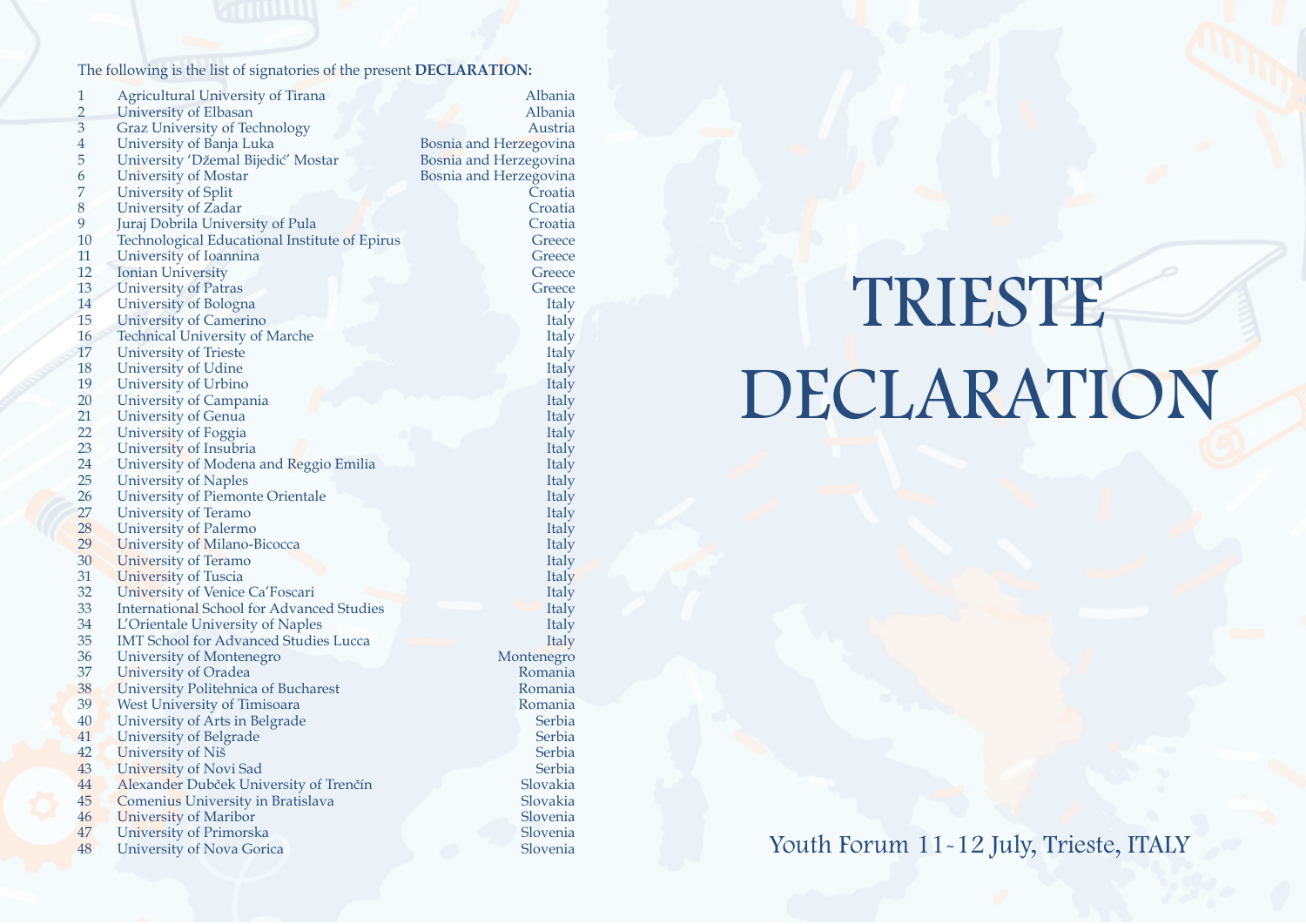The following is the list of signatories of the present **DECLARATION:**

| | | |
|---|---|---|
| 1 | Agricultural University of Tirana | Albania |
| 2 | University of Elbasan | Albania |
| 3 | Graz University of Technology | Austria |
| 4 | University of Banja Luka | Bosnia and Herzegovina |
| 5 | University 'Džemal Bijedić' Mostar | Bosnia and Herzegovina |
| 6 | University of Mostar | Bosnia and Herzegovina |
| 7 | University of Split | Croatia |
| 8 | University of Zadar | Croatia |
| 9 | Juraj Dobrila University of Pula | Croatia |
| 10 | Technological Educational Institute of Epirus | Greece |
| 11 | University of Ioannina | Greece |
| 12 | Ionian University | Greece |
| 13 | University of Patras | Greece |
| 14 | University of Bologna | Italy |
| 15 | University of Camerino | Italy |
| 16 | Technical University of Marche | Italy |
| 17 | University of Trieste | Italy |
| 18 | University of Udine | Italy |
| 19 | University of Urbino | Italy |
| 20 | University of Campania | Italy |
| 21 | University of Genua | Italy |
| 22 | University of Foggia | Italy |
| 23 | University of Insubria | Italy |
| 24 | University of Modena and Reggio Emilia | Italy |
| 25 | University of Naples | Italy |
| 26 | University of Piemonte Orientale | Italy |
| 27 | University of Teramo | Italy |
| 28 | University of Palermo | Italy |
| 29 | University of Milano-Bicocca | Italy |
| 30 | University of Teramo | Italy |
| 31 | University of Tuscia | Italy |
| 32 | University of Venice Ca'Foscari | Italy |
| 33 | International School for Advanced Studies | Italy |
| 34 | L'Orientale University of Naples | Italy |
| 35 | IMT School for Advanced Studies Lucca | Italy |
| 36 | University of Montenegro | Montenegro |
| 37 | University of Oradea | Romania |
| 38 | University Politehnica of Bucharest | Romania |
| 39 | West University of Timisoara | Romania |
| 40 | University of Arts in Belgrade | Serbia |
| 41 | University of Belgrade | Serbia |
| 42 | University of Niš | Serbia |
| 43 | University of Novi Sad | Serbia |
| 44 | Alexander Dubček University of Trenčín | Slovakia |
| 45 | Comenius University in Bratislava | Slovakia |
| 46 | University of Maribor | Slovenia |
| 47 | University of Primorska | Slovenia |
| 48 | University of Nova Gorica | Slovenia |

# TRIESTE DECLARATION

Youth Forum 11-12 July, Trieste, ITALY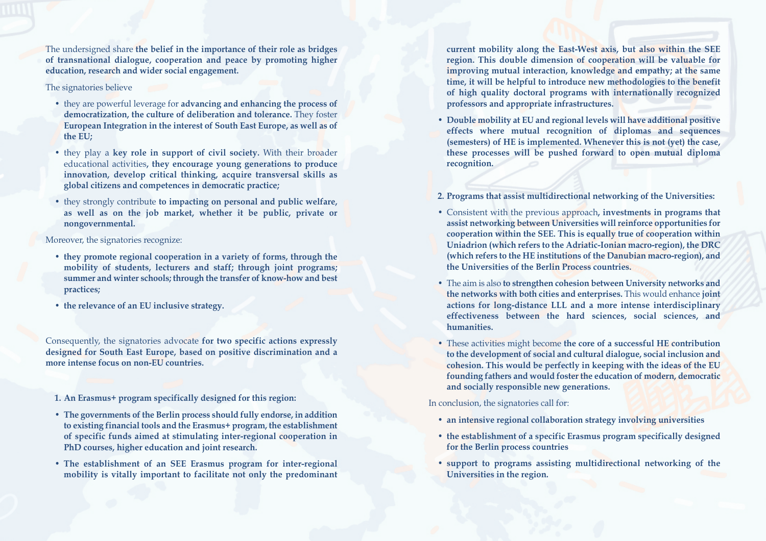The undersigned share **the belief in the importance of their role as bridges of transnational dialogue, cooperation and peace by promoting higher education, research and wider social engagement.**

The signatories believe

- they are powerful leverage for **advancing and enhancing the process of democratization, the culture of deliberation and tolerance.** They foster **European Integration in the interest of South East Europe, as well as of the EU;**
- they play a **key role in support of civil society.** With their broader educational activities**, they encourage young generations to produce innovation, develop critical thinking, acquire transversal skills as global citizens and competences in democratic practice;**
- they strongly contribute **to impacting on personal and public welfare, as well as on the job market, whether it be public, private or nongovernmental.**

Moreover, the signatories recognize:

- **they promote regional cooperation in a variety of forms, through the mobility of students, lecturers and staff; through joint programs; summer and winter schools; through the transfer of know-how and best practices;**
- **the relevance of an EU inclusive strategy.**

Consequently, the signatories advocate **for two specific actions expressly designed for South East Europe, based on positive discrimination and a more intense focus on non-EU countries.**

**1. An Erasmus+ program specifically designed for this region:**

- **The governments of the Berlin process should fully endorse, in addition to existing financial tools and the Erasmus+ program, the establishment of specific funds aimed at stimulating inter-regional cooperation in PhD courses, higher education and joint research.**
- **The establishment of an SEE Erasmus program for inter-regional mobility is vitally important to facilitate not only the predominant current mobility along the East-West axis, but also within the SEE region. This double dimension of cooperation will be valuable for improving mutual interaction, knowledge and empathy; at the same time, it will be helpful to introduce new methodologies to the benefit of high quality doctoral programs with internationally recognized professors and appropriate infrastructures.**
- **Double mobility at EU and regional levels will have additional positive effects where mutual recognition of diplomas and sequences (semesters) of HE is implemented. Whenever this is not (yet) the case, these processes will be pushed forward to open mutual diploma recognition.**

**2. Programs that assist multidirectional networking of the Universities:**

- Consistent with the previous approach**, investments in programs that assist networking between Universities will reinforce opportunities for cooperation within the SEE. This is equally true of cooperation within Uniadrion (which refers to the Adriatic-Ionian macro-region), the DRC (which refers to the HE institutions of the Danubian macro-region), and the Universities of the Berlin Process countries.**
- The aim is also **to strengthen cohesion between University networks and the networks with both cities and enterprises.** This would enhance **joint actions for long-distance LLL and a more intense interdisciplinary effectiveness between the hard sciences, social sciences, and humanities.**
- These activities might become **the core of a successful HE contribution to the development of social and cultural dialogue, social inclusion and cohesion. This would be perfectly in keeping with the ideas of the EU founding fathers and would foster the education of modern, democratic and socially responsible new generations.**

In conclusion, the signatories call for:

- **an intensive regional collaboration strategy involving universities**
- **the establishment of a specific Erasmus program specifically designed for the Berlin process countries**
- **support to programs assisting multidirectional networking of the Universities in the region.**